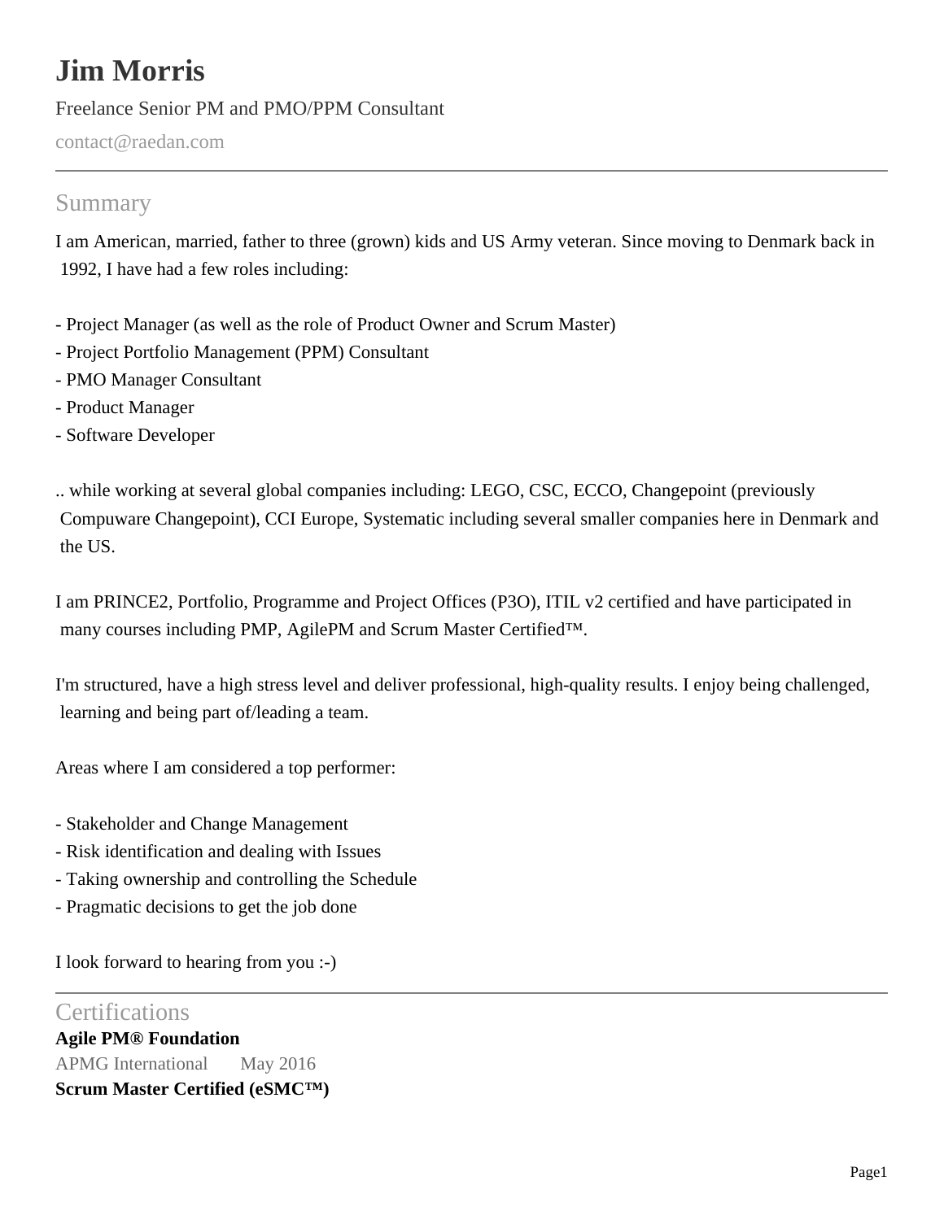# Jim Morris

Freelance Senior PM and PMO/PPM Consultant

contact@raedan.com

## Summary

I am American, married, father to three (grown) kids and US Army veteran. Since moving to Denmark back in 1992, I have had a few roles including:

- Project Manager (as well as the role of Product Owner and Scrum Master)
- Project Portfolio Management (PPM) Consultant
- PMO Manager Consultant
- Product Manager
- Software Developer

.. while working at several global companies including: LEGO, CSC, ECCO, Changepoint (previously Compuware Changepoint), CCI Europe, Systematic including several smaller companies here in Denmark and the US.

I am PRINCE2, Portfolio, Programme and Project Offices (P3O), ITIL v2 certified and have participated in many courses including PMP, AgilePM and Scrum Master Certified™.

I'm structured, have a high stress level and deliver professional, high-quality results. I enjoy being challenged, learning and being part of/leading a team.

Areas where I am considered a top performer:

- Stakeholder and Change Management
- Risk identification and dealing with Issues
- Taking ownership and controlling the Schedule
- Pragmatic decisions to get the job done

I look forward to hearing from you :-)

## Certifications

**Agile PM® Foundation**

APMG International May 2016

**Scrum Master Certified (eSMC™)**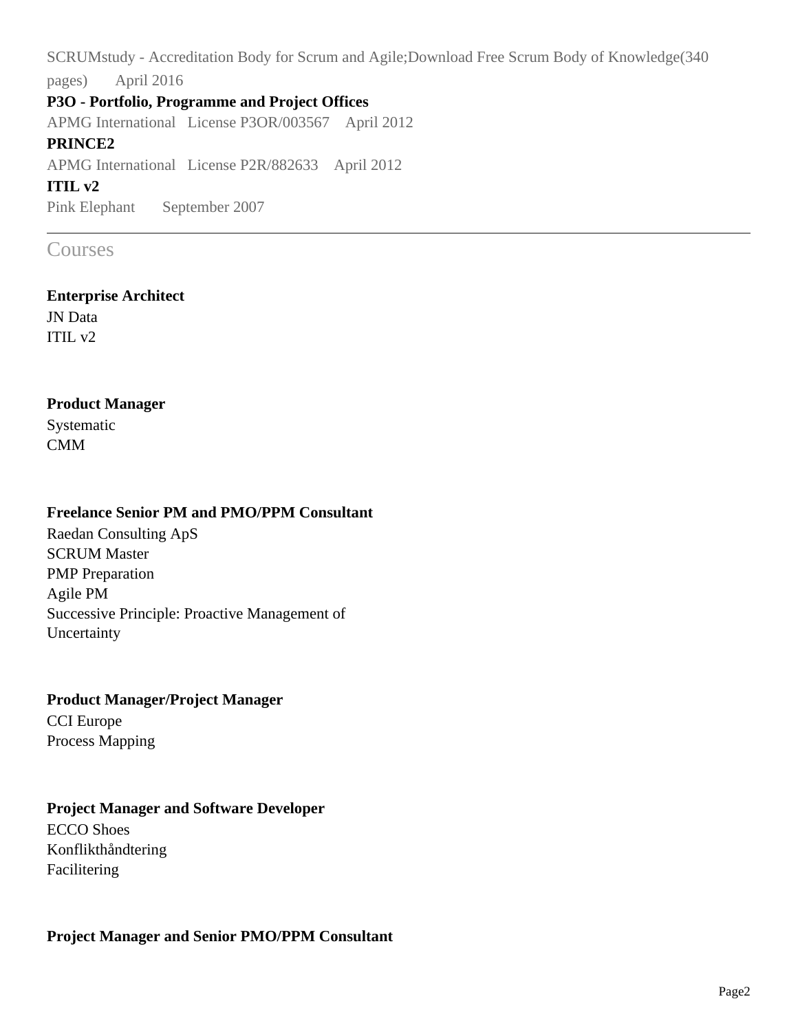SCRUMstudy - Accreditation Body for Scrum and Agile;Download Free Scrum Body of Knowledge(340 pages)    April 2016

**P3O - Portfolio, Programme and Project Offices**

APMG International   License P3OR/003567    April 2012

**PRINCE2**

APMG International   License P2R/882633    April 2012

**ITIL v2**

Pink Elephant    September 2007

## Courses

**Enterprise Architect**

JN Data
ITIL v2

**Product Manager**

Systematic
CMM

**Freelance Senior PM and PMO/PPM Consultant**

Raedan Consulting ApS
SCRUM Master
PMP Preparation
Agile PM
Successive Principle: Proactive Management of Uncertainty

**Product Manager/Project Manager**

CCI Europe
Process Mapping

**Project Manager and Software Developer**

ECCO Shoes
Konflikthåndtering
Facilitering

**Project Manager and Senior PMO/PPM Consultant**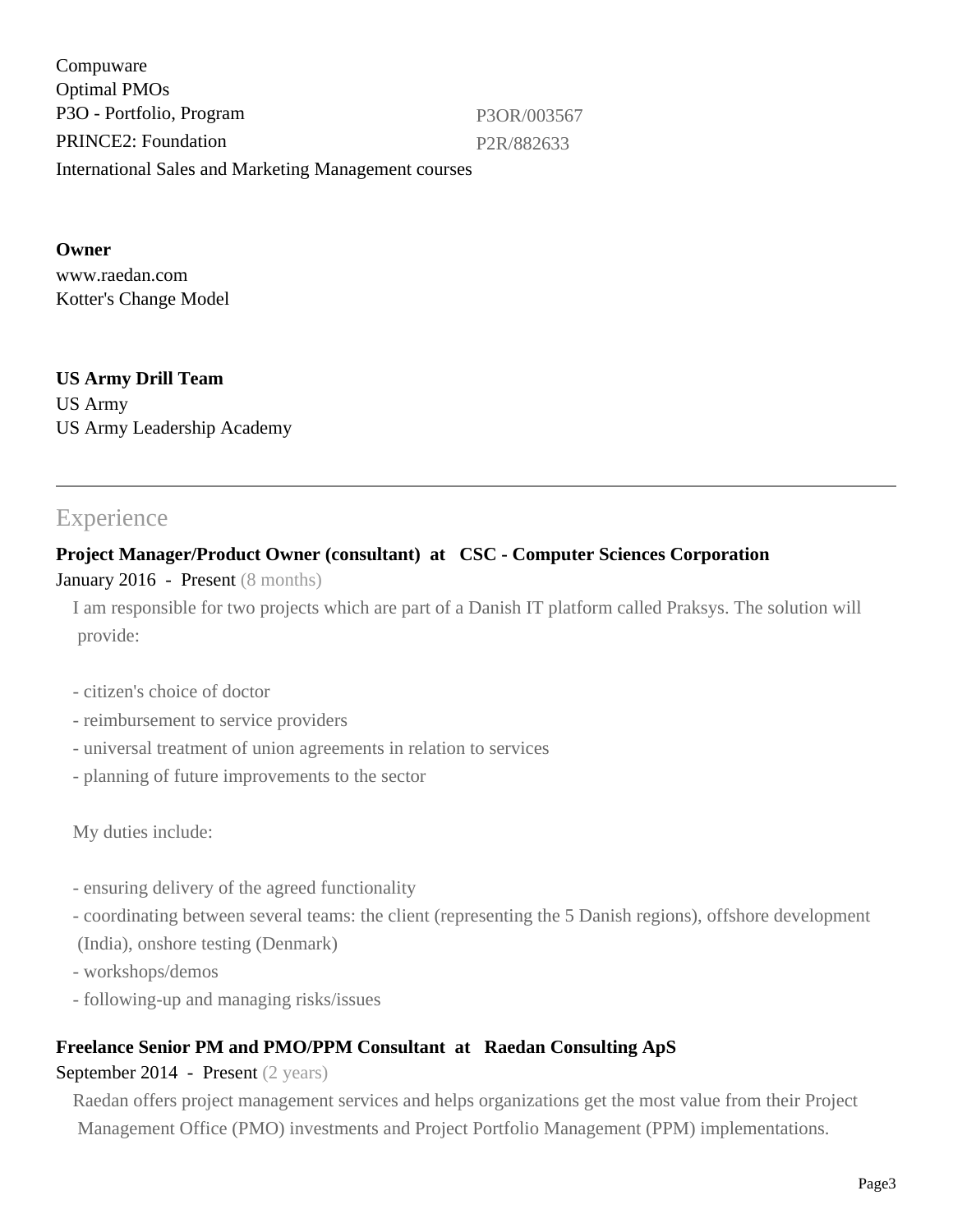Compuware
Optimal PMOs
P3O - Portfolio, Program P3OR/003567
PRINCE2: Foundation P2R/882633
International Sales and Marketing Management courses

**Owner**
www.raedan.com
Kotter's Change Model

**US Army Drill Team**
US Army
US Army Leadership Academy

---

## Experience

**Project Manager/Product Owner (consultant) at CSC - Computer Sciences Corporation**
January 2016 - Present (8 months)

I am responsible for two projects which are part of a Danish IT platform called Praksys. The solution will provide:

- citizen's choice of doctor
- reimbursement to service providers
- universal treatment of union agreements in relation to services
- planning of future improvements to the sector

My duties include:

- ensuring delivery of the agreed functionality
- coordinating between several teams: the client (representing the 5 Danish regions), offshore development (India), onshore testing (Denmark)
- workshops/demos
- following-up and managing risks/issues

**Freelance Senior PM and PMO/PPM Consultant at Raedan Consulting ApS**
September 2014 - Present (2 years)

Raedan offers project management services and helps organizations get the most value from their Project Management Office (PMO) investments and Project Portfolio Management (PPM) implementations.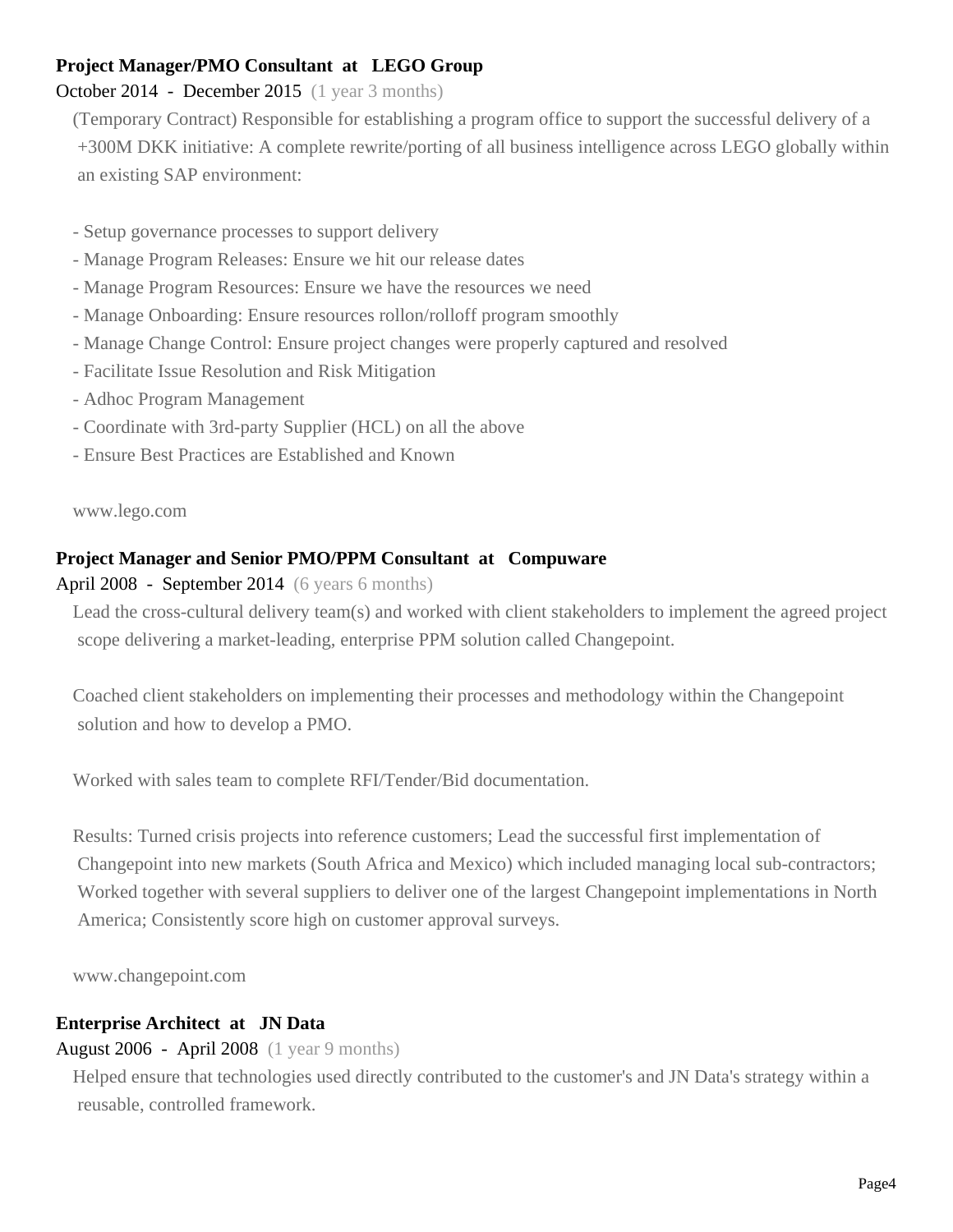**Project Manager/PMO Consultant at LEGO Group**

October 2014 - December 2015 (1 year 3 months)

(Temporary Contract) Responsible for establishing a program office to support the successful delivery of a +300M DKK initiative: A complete rewrite/porting of all business intelligence across LEGO globally within an existing SAP environment:

- Setup governance processes to support delivery
- Manage Program Releases: Ensure we hit our release dates
- Manage Program Resources: Ensure we have the resources we need
- Manage Onboarding: Ensure resources rollon/rolloff program smoothly
- Manage Change Control: Ensure project changes were properly captured and resolved
- Facilitate Issue Resolution and Risk Mitigation
- Adhoc Program Management
- Coordinate with 3rd-party Supplier (HCL) on all the above
- Ensure Best Practices are Established and Known

www.lego.com

**Project Manager and Senior PMO/PPM Consultant at Compuware**

April 2008 - September 2014 (6 years 6 months)

Lead the cross-cultural delivery team(s) and worked with client stakeholders to implement the agreed project scope delivering a market-leading, enterprise PPM solution called Changepoint.

Coached client stakeholders on implementing their processes and methodology within the Changepoint solution and how to develop a PMO.

Worked with sales team to complete RFI/Tender/Bid documentation.

Results: Turned crisis projects into reference customers; Lead the successful first implementation of Changepoint into new markets (South Africa and Mexico) which included managing local sub-contractors; Worked together with several suppliers to deliver one of the largest Changepoint implementations in North America; Consistently score high on customer approval surveys.

www.changepoint.com

**Enterprise Architect at JN Data**

August 2006 - April 2008 (1 year 9 months)

Helped ensure that technologies used directly contributed to the customer's and JN Data's strategy within a reusable, controlled framework.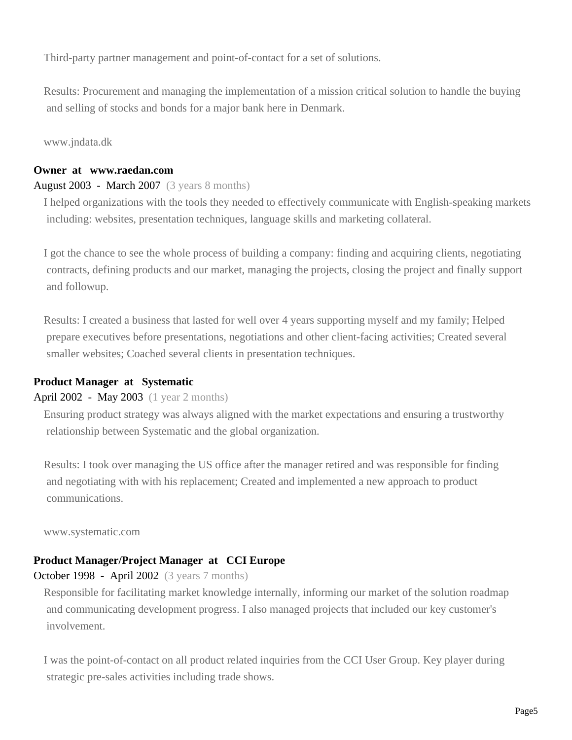Third-party partner management and point-of-contact for a set of solutions.

Results: Procurement and managing the implementation of a mission critical solution to handle the buying and selling of stocks and bonds for a major bank here in Denmark.

www.jndata.dk

**Owner at www.raedan.com**

August 2003 - March 2007 (3 years 8 months)

I helped organizations with the tools they needed to effectively communicate with English-speaking markets including: websites, presentation techniques, language skills and marketing collateral.

I got the chance to see the whole process of building a company: finding and acquiring clients, negotiating contracts, defining products and our market, managing the projects, closing the project and finally support and followup.

Results: I created a business that lasted for well over 4 years supporting myself and my family; Helped prepare executives before presentations, negotiations and other client-facing activities; Created several smaller websites; Coached several clients in presentation techniques.

**Product Manager at Systematic**

April 2002 - May 2003 (1 year 2 months)

Ensuring product strategy was always aligned with the market expectations and ensuring a trustworthy relationship between Systematic and the global organization.

Results: I took over managing the US office after the manager retired and was responsible for finding and negotiating with with his replacement; Created and implemented a new approach to product communications.

www.systematic.com

**Product Manager/Project Manager at CCI Europe**

October 1998 - April 2002 (3 years 7 months)

Responsible for facilitating market knowledge internally, informing our market of the solution roadmap and communicating development progress. I also managed projects that included our key customer's involvement.

I was the point-of-contact on all product related inquiries from the CCI User Group. Key player during strategic pre-sales activities including trade shows.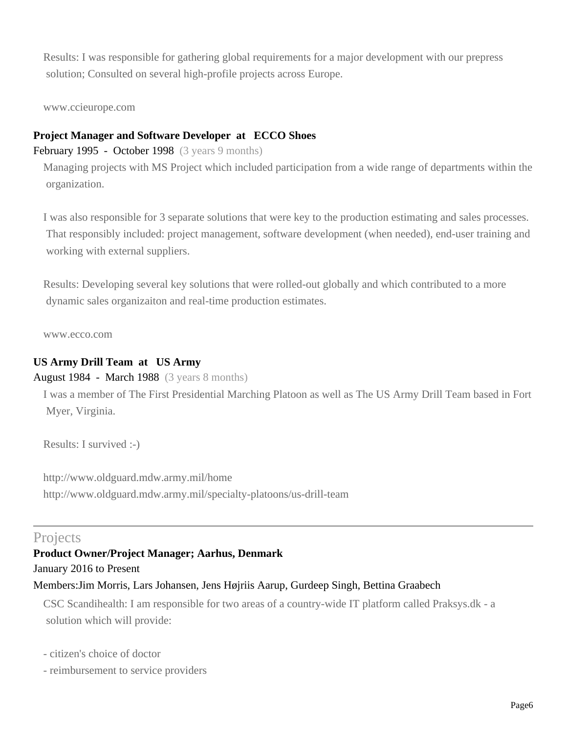Results: I was responsible for gathering global requirements for a major development with our prepress solution; Consulted on several high-profile projects across Europe.

www.ccieurope.com

**Project Manager and Software Developer at ECCO Shoes**

February 1995 - October 1998 (3 years 9 months)

Managing projects with MS Project which included participation from a wide range of departments within the organization.

I was also responsible for 3 separate solutions that were key to the production estimating and sales processes. That responsibly included: project management, software development (when needed), end-user training and working with external suppliers.

Results: Developing several key solutions that were rolled-out globally and which contributed to a more dynamic sales organizaiton and real-time production estimates.

www.ecco.com

**US Army Drill Team at US Army**

August 1984 - March 1988 (3 years 8 months)

I was a member of The First Presidential Marching Platoon as well as The US Army Drill Team based in Fort Myer, Virginia.

Results: I survived :-)

http://www.oldguard.mdw.army.mil/home
http://www.oldguard.mdw.army.mil/specialty-platoons/us-drill-team

## Projects

**Product Owner/Project Manager; Aarhus, Denmark**

January 2016 to Present

Members:Jim Morris, Lars Johansen, Jens Højriis Aarup, Gurdeep Singh, Bettina Graabech

CSC Scandihealth: I am responsible for two areas of a country-wide IT platform called Praksys.dk - a solution which will provide:

- citizen's choice of doctor
- reimbursement to service providers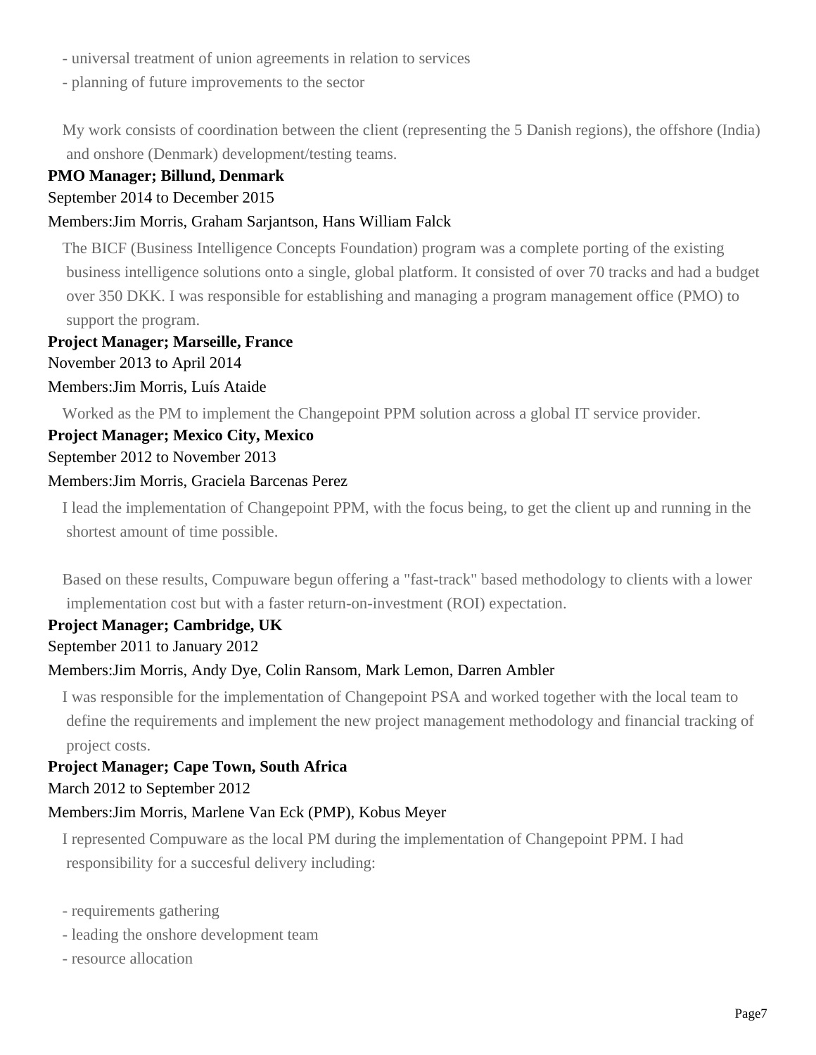- universal treatment of union agreements in relation to services
- planning of future improvements to the sector

My work consists of coordination between the client (representing the 5 Danish regions), the offshore (India) and onshore (Denmark) development/testing teams.

**PMO Manager; Billund, Denmark**

September 2014 to December 2015

Members:Jim Morris, Graham Sarjantson, Hans William Falck

The BICF (Business Intelligence Concepts Foundation) program was a complete porting of the existing business intelligence solutions onto a single, global platform. It consisted of over 70 tracks and had a budget over 350 DKK. I was responsible for establishing and managing a program management office (PMO) to support the program.

**Project Manager; Marseille, France**

November 2013 to April 2014

Members:Jim Morris, Luís Ataide

Worked as the PM to implement the Changepoint PPM solution across a global IT service provider.

**Project Manager; Mexico City, Mexico**

September 2012 to November 2013

Members:Jim Morris, Graciela Barcenas Perez

I lead the implementation of Changepoint PPM, with the focus being, to get the client up and running in the shortest amount of time possible.

Based on these results, Compuware begun offering a "fast-track" based methodology to clients with a lower implementation cost but with a faster return-on-investment (ROI) expectation.

**Project Manager; Cambridge, UK**

September 2011 to January 2012

Members:Jim Morris, Andy Dye, Colin Ransom, Mark Lemon, Darren Ambler

I was responsible for the implementation of Changepoint PSA and worked together with the local team to define the requirements and implement the new project management methodology and financial tracking of project costs.

**Project Manager; Cape Town, South Africa**

March 2012 to September 2012

Members:Jim Morris, Marlene Van Eck (PMP), Kobus Meyer

I represented Compuware as the local PM during the implementation of Changepoint PPM. I had responsibility for a succesful delivery including:

- requirements gathering
- leading the onshore development team
- resource allocation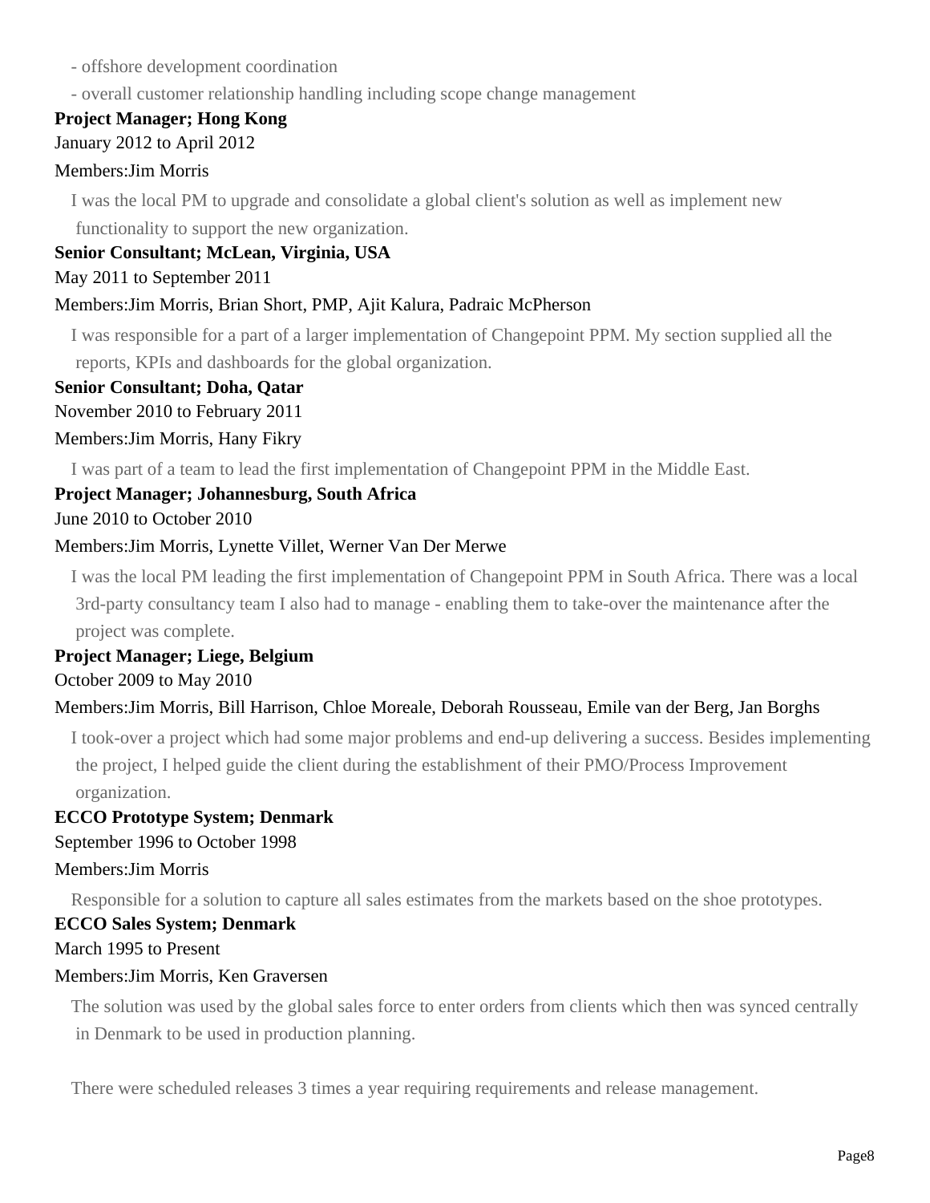- offshore development coordination
- overall customer relationship handling including scope change management

**Project Manager; Hong Kong**

January 2012 to April 2012

Members:Jim Morris

I was the local PM to upgrade and consolidate a global client's solution as well as implement new functionality to support the new organization.

**Senior Consultant; McLean, Virginia, USA**

May 2011 to September 2011

Members:Jim Morris, Brian Short, PMP, Ajit Kalura, Padraic McPherson

I was responsible for a part of a larger implementation of Changepoint PPM. My section supplied all the reports, KPIs and dashboards for the global organization.

**Senior Consultant; Doha, Qatar**

November 2010 to February 2011

Members:Jim Morris, Hany Fikry

I was part of a team to lead the first implementation of Changepoint PPM in the Middle East.

**Project Manager; Johannesburg, South Africa**

June 2010 to October 2010

Members:Jim Morris, Lynette Villet, Werner Van Der Merwe

I was the local PM leading the first implementation of Changepoint PPM in South Africa. There was a local 3rd-party consultancy team I also had to manage - enabling them to take-over the maintenance after the project was complete.

**Project Manager; Liege, Belgium**

October 2009 to May 2010

Members:Jim Morris, Bill Harrison, Chloe Moreale, Deborah Rousseau, Emile van der Berg, Jan Borghs

I took-over a project which had some major problems and end-up delivering a success. Besides implementing the project, I helped guide the client during the establishment of their PMO/Process Improvement organization.

**ECCO Prototype System; Denmark**

September 1996 to October 1998

Members:Jim Morris

Responsible for a solution to capture all sales estimates from the markets based on the shoe prototypes.

**ECCO Sales System; Denmark**

March 1995 to Present

Members:Jim Morris, Ken Graversen

The solution was used by the global sales force to enter orders from clients which then was synced centrally in Denmark to be used in production planning.

There were scheduled releases 3 times a year requiring requirements and release management.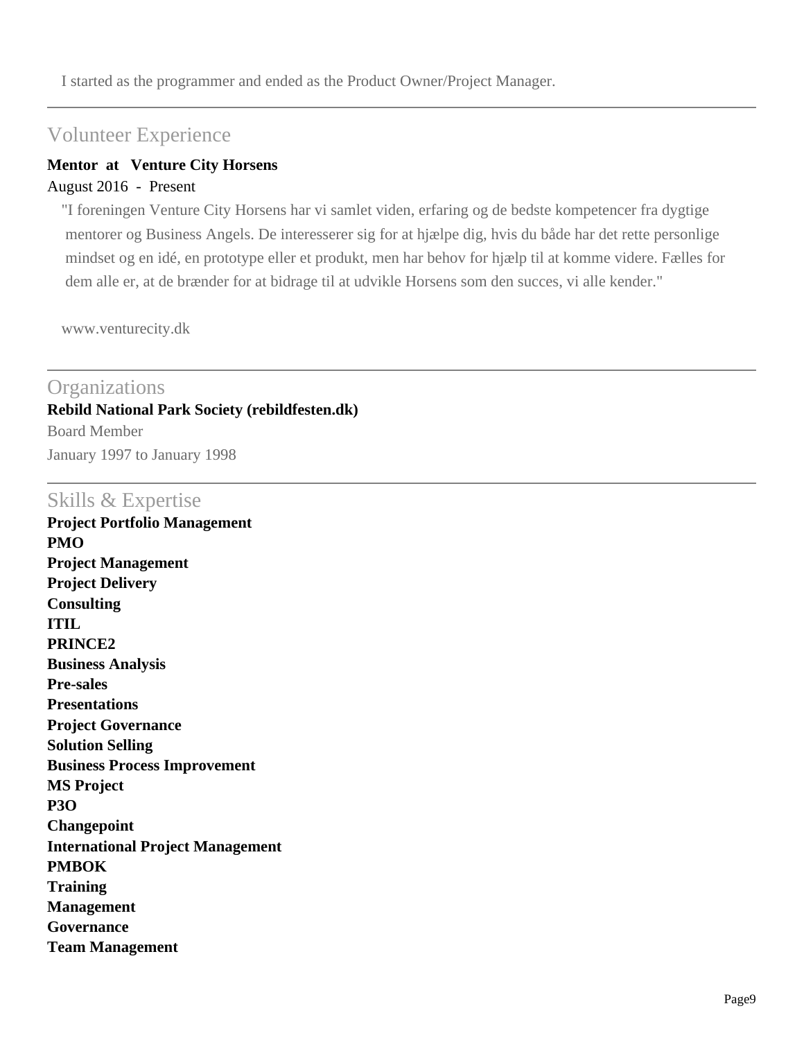I started as the programmer and ended as the Product Owner/Project Manager.

## Volunteer Experience

**Mentor at Venture City Horsens**

August 2016 - Present

"I foreningen Venture City Horsens har vi samlet viden, erfaring og de bedste kompetencer fra dygtige mentorer og Business Angels. De interesserer sig for at hjælpe dig, hvis du både har det rette personlige mindset og en idé, en prototype eller et produkt, men har behov for hjælp til at komme videre. Fælles for dem alle er, at de brænder for at bidrage til at udvikle Horsens som den succes, vi alle kender."

www.venturecity.dk

## Organizations

**Rebild National Park Society (rebildfesten.dk)**

Board Member

January 1997 to January 1998

## Skills & Expertise

**Project Portfolio Management**
**PMO**
**Project Management**
**Project Delivery**
**Consulting**
**ITIL**
**PRINCE2**
**Business Analysis**
**Pre-sales**
**Presentations**
**Project Governance**
**Solution Selling**
**Business Process Improvement**
**MS Project**
**P3O**
**Changepoint**
**International Project Management**
**PMBOK**
**Training**
**Management**
**Governance**
**Team Management**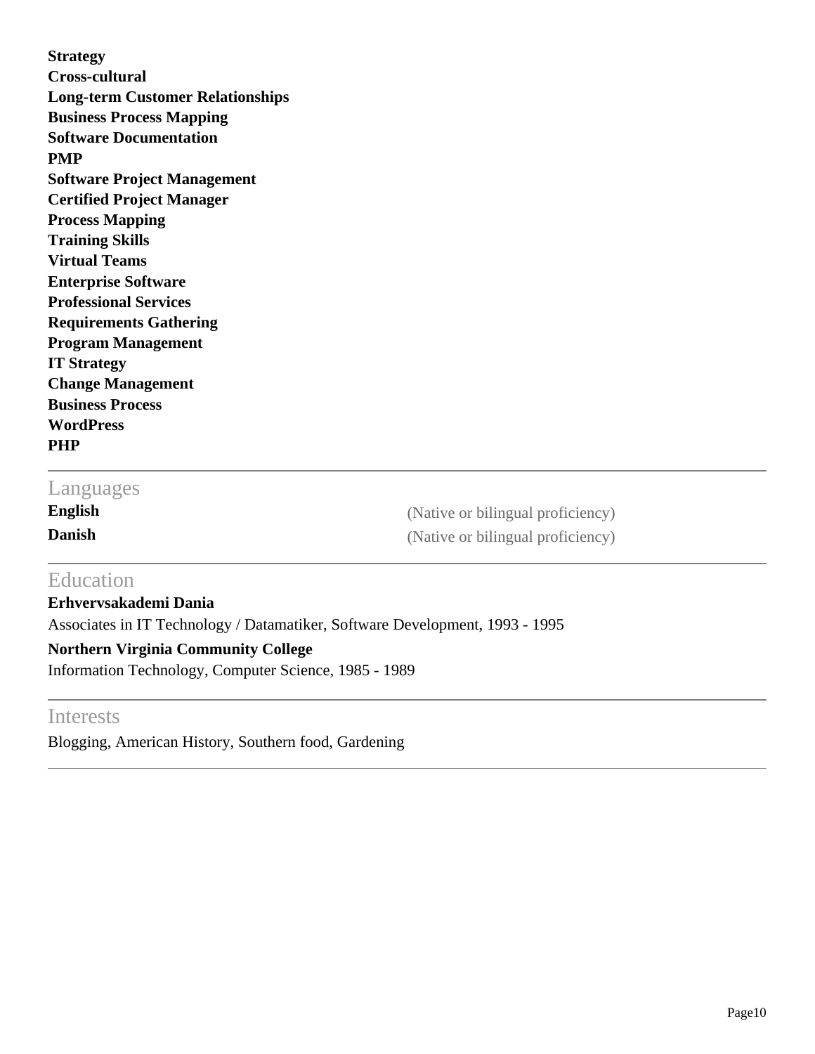**Strategy**
**Cross-cultural**
**Long-term Customer Relationships**
**Business Process Mapping**
**Software Documentation**
**PMP**
**Software Project Management**
**Certified Project Manager**
**Process Mapping**
**Training Skills**
**Virtual Teams**
**Enterprise Software**
**Professional Services**
**Requirements Gathering**
**Program Management**
**IT Strategy**
**Change Management**
**Business Process**
**WordPress**
**PHP**

## Languages

**English** (Native or bilingual proficiency)
**Danish** (Native or bilingual proficiency)

## Education

**Erhvervsakademi Dania**
Associates in IT Technology / Datamatiker, Software Development, 1993 - 1995

**Northern Virginia Community College**
Information Technology, Computer Science, 1985 - 1989

## Interests

Blogging, American History, Southern food, Gardening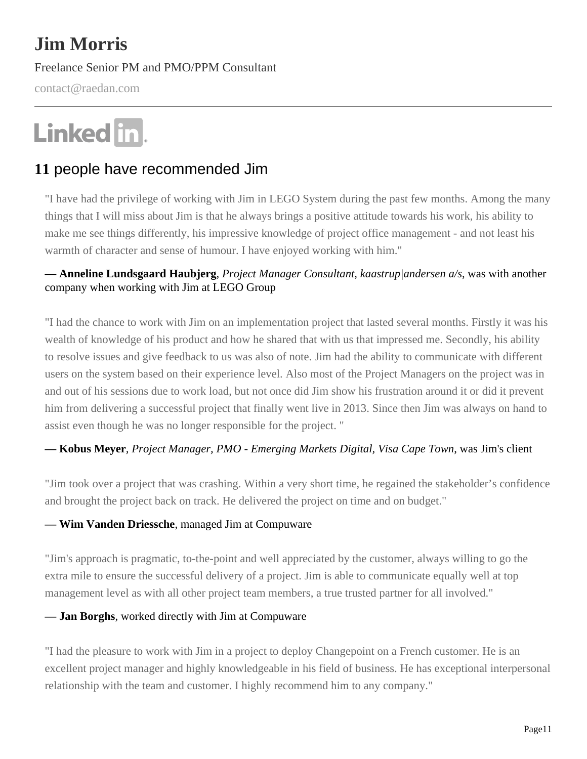# Jim Morris

Freelance Senior PM and PMO/PPM Consultant

contact@raedan.com

---

Linked in

## **11** people have recommended Jim

"I have had the privilege of working with Jim in LEGO System during the past few months. Among the many things that I will miss about Jim is that he always brings a positive attitude towards his work, his ability to make me see things differently, his impressive knowledge of project office management - and not least his warmth of character and sense of humour. I have enjoyed working with him."

**— Anneline Lundsgaard Haubjerg**, *Project Manager Consultant, kaastrup|andersen a/s*, was with another company when working with Jim at LEGO Group

"I had the chance to work with Jim on an implementation project that lasted several months. Firstly it was his wealth of knowledge of his product and how he shared that with us that impressed me. Secondly, his ability to resolve issues and give feedback to us was also of note. Jim had the ability to communicate with different users on the system based on their experience level. Also most of the Project Managers on the project was in and out of his sessions due to work load, but not once did Jim show his frustration around it or did it prevent him from delivering a successful project that finally went live in 2013. Since then Jim was always on hand to assist even though he was no longer responsible for the project. "

**— Kobus Meyer**, *Project Manager, PMO - Emerging Markets Digital, Visa Cape Town*, was Jim's client

"Jim took over a project that was crashing. Within a very short time, he regained the stakeholder's confidence and brought the project back on track. He delivered the project on time and on budget."

**— Wim Vanden Driessche**, managed Jim at Compuware

"Jim's approach is pragmatic, to-the-point and well appreciated by the customer, always willing to go the extra mile to ensure the successful delivery of a project. Jim is able to communicate equally well at top management level as with all other project team members, a true trusted partner for all involved."

**— Jan Borghs**, worked directly with Jim at Compuware

"I had the pleasure to work with Jim in a project to deploy Changepoint on a French customer. He is an excellent project manager and highly knowledgeable in his field of business. He has exceptional interpersonal relationship with the team and customer. I highly recommend him to any company."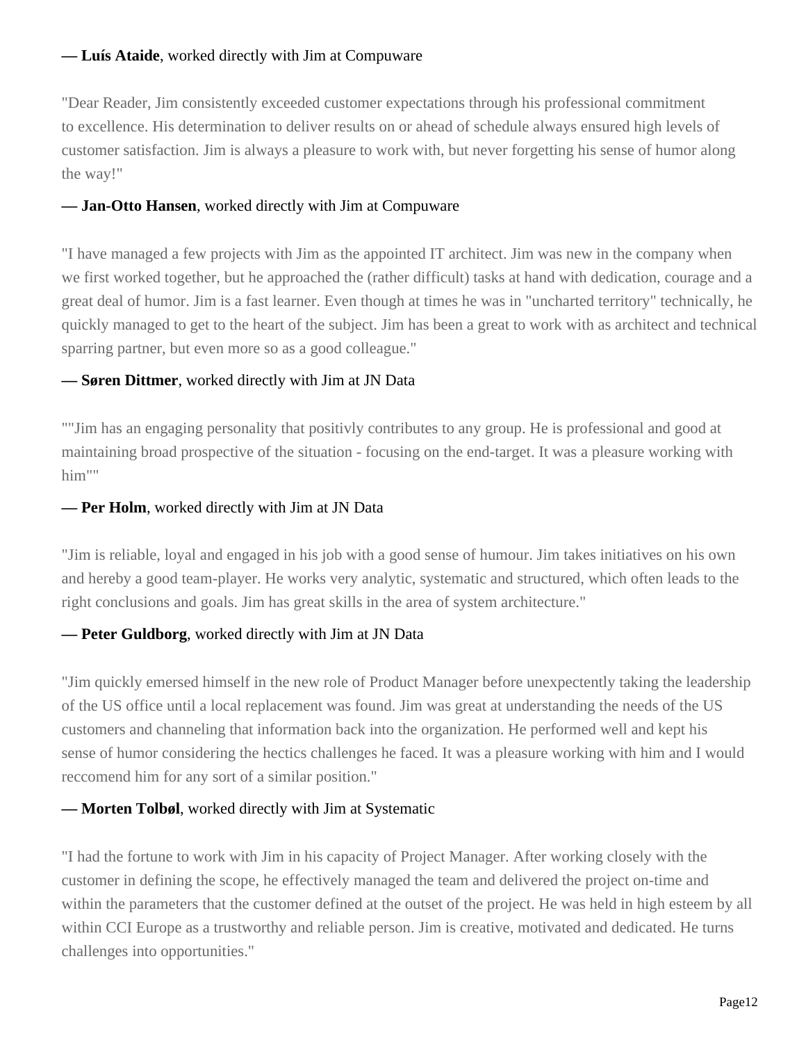**— Luís Ataide**, worked directly with Jim at Compuware

"Dear Reader, Jim consistently exceeded customer expectations through his professional commitment to excellence. His determination to deliver results on or ahead of schedule always ensured high levels of customer satisfaction. Jim is always a pleasure to work with, but never forgetting his sense of humor along the way!"

**— Jan-Otto Hansen**, worked directly with Jim at Compuware

"I have managed a few projects with Jim as the appointed IT architect. Jim was new in the company when we first worked together, but he approached the (rather difficult) tasks at hand with dedication, courage and a great deal of humor. Jim is a fast learner. Even though at times he was in "uncharted territory" technically, he quickly managed to get to the heart of the subject. Jim has been a great to work with as architect and technical sparring partner, but even more so as a good colleague."

**— Søren Dittmer**, worked directly with Jim at JN Data

""Jim has an engaging personality that positivly contributes to any group. He is professional and good at maintaining broad prospective of the situation - focusing on the end-target. It was a pleasure working with him""

**— Per Holm**, worked directly with Jim at JN Data

"Jim is reliable, loyal and engaged in his job with a good sense of humour. Jim takes initiatives on his own and hereby a good team-player. He works very analytic, systematic and structured, which often leads to the right conclusions and goals. Jim has great skills in the area of system architecture."

**— Peter Guldborg**, worked directly with Jim at JN Data

"Jim quickly emersed himself in the new role of Product Manager before unexpectently taking the leadership of the US office until a local replacement was found. Jim was great at understanding the needs of the US customers and channeling that information back into the organization. He performed well and kept his sense of humor considering the hectics challenges he faced. It was a pleasure working with him and I would reccomend him for any sort of a similar position."

**— Morten Tolbøl**, worked directly with Jim at Systematic

"I had the fortune to work with Jim in his capacity of Project Manager. After working closely with the customer in defining the scope, he effectively managed the team and delivered the project on-time and within the parameters that the customer defined at the outset of the project. He was held in high esteem by all within CCI Europe as a trustworthy and reliable person. Jim is creative, motivated and dedicated. He turns challenges into opportunities."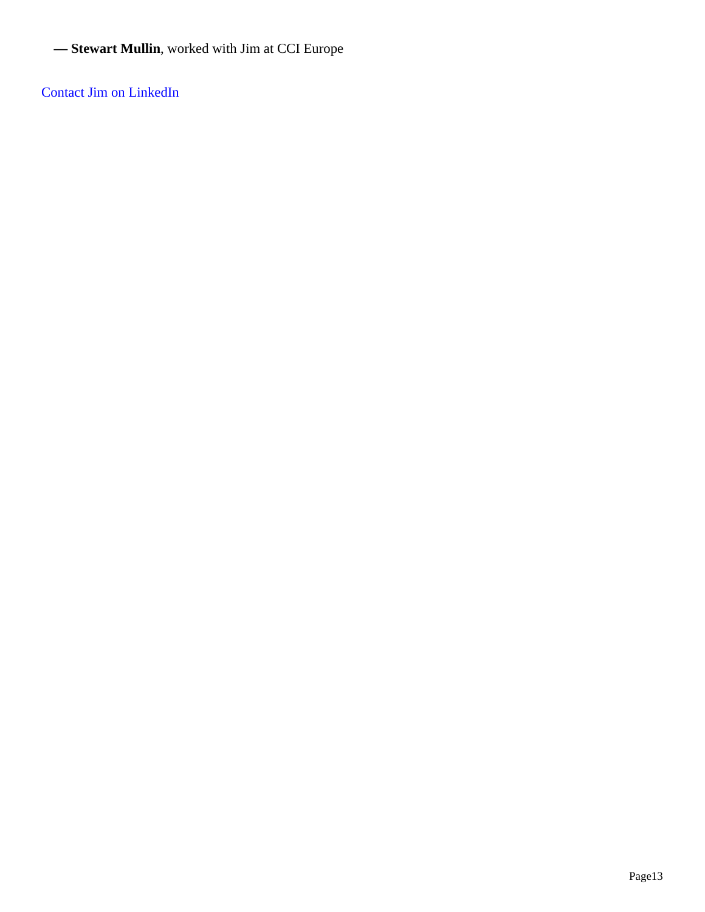— **Stewart Mullin**, worked with Jim at CCI Europe

Contact Jim on LinkedIn